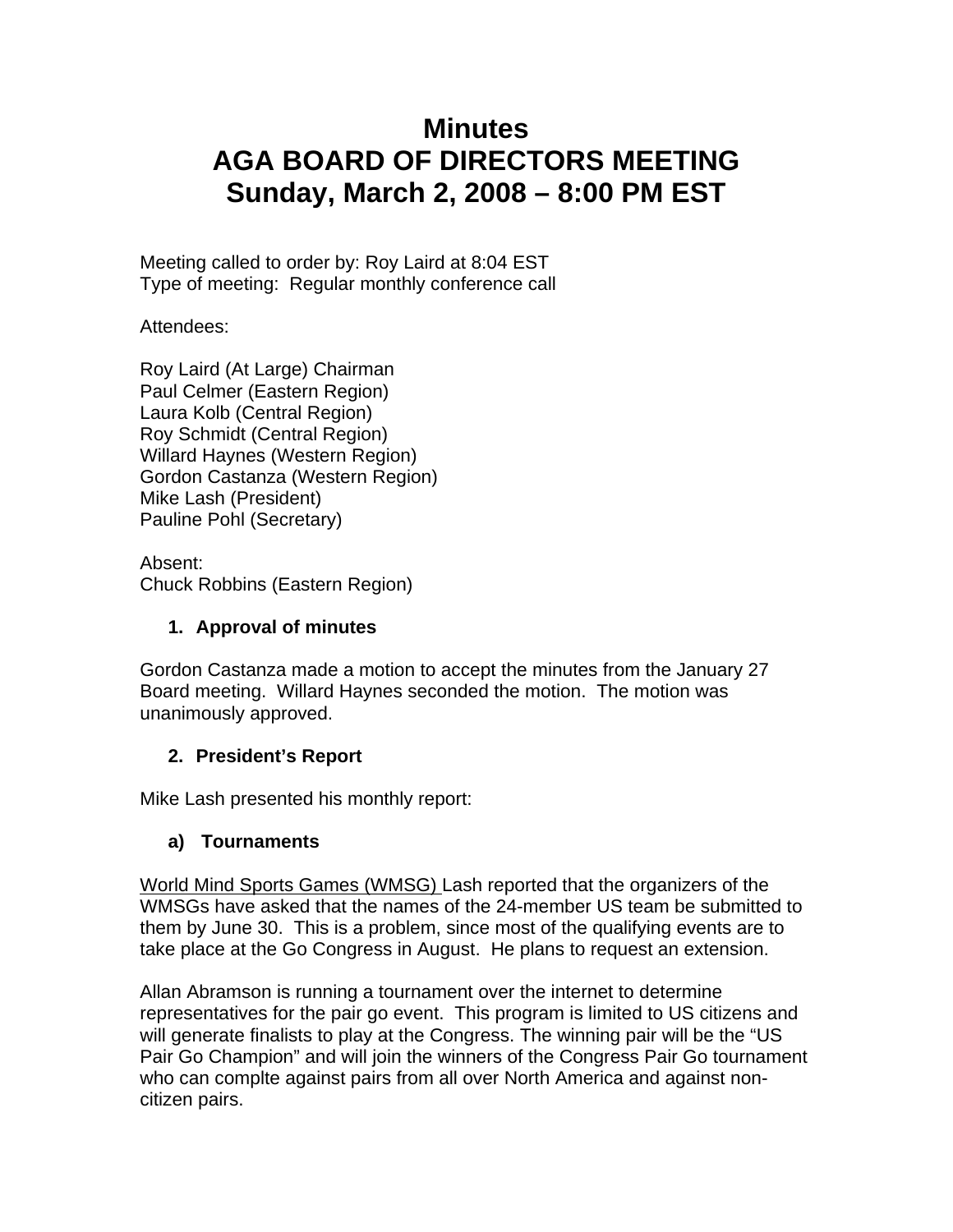# Minutes
# AGA BOARD OF DIRECTORS MEETING
# Sunday, March 2, 2008 – 8:00 PM EST

Meeting called to order by: Roy Laird at 8:04 EST
Type of meeting: Regular monthly conference call

Attendees:

Roy Laird (At Large) Chairman
Paul Celmer (Eastern Region)
Laura Kolb (Central Region)
Roy Schmidt (Central Region)
Willard Haynes (Western Region)
Gordon Castanza (Western Region)
Mike Lash (President)
Pauline Pohl (Secretary)

Absent:
Chuck Robbins (Eastern Region)

## 1. Approval of minutes

Gordon Castanza made a motion to accept the minutes from the January 27 Board meeting. Willard Haynes seconded the motion. The motion was unanimously approved.

## 2. President's Report

Mike Lash presented his monthly report:

### a) Tournaments

World Mind Sports Games (WMSG) Lash reported that the organizers of the WMSGs have asked that the names of the 24-member US team be submitted to them by June 30. This is a problem, since most of the qualifying events are to take place at the Go Congress in August. He plans to request an extension.

Allan Abramson is running a tournament over the internet to determine representatives for the pair go event. This program is limited to US citizens and will generate finalists to play at the Congress. The winning pair will be the "US Pair Go Champion" and will join the winners of the Congress Pair Go tournament who can complte against pairs from all over North America and against non-citizen pairs.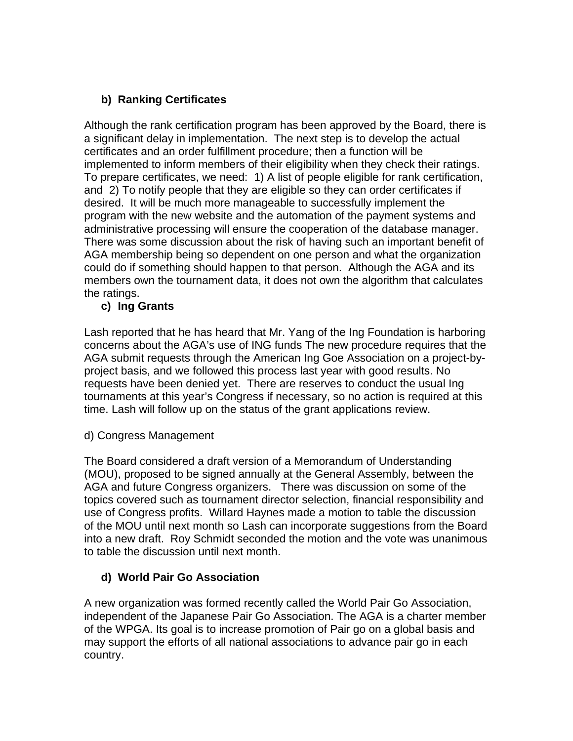**b) Ranking Certificates**

Although the rank certification program has been approved by the Board, there is a significant delay in implementation. The next step is to develop the actual certificates and an order fulfillment procedure; then a function will be implemented to inform members of their eligibility when they check their ratings. To prepare certificates, we need: 1) A list of people eligible for rank certification, and 2) To notify people that they are eligible so they can order certificates if desired. It will be much more manageable to successfully implement the program with the new website and the automation of the payment systems and administrative processing will ensure the cooperation of the database manager. There was some discussion about the risk of having such an important benefit of AGA membership being so dependent on one person and what the organization could do if something should happen to that person. Although the AGA and its members own the tournament data, it does not own the algorithm that calculates the ratings.

**c) Ing Grants**

Lash reported that he has heard that Mr. Yang of the Ing Foundation is harboring concerns about the AGA's use of ING funds The new procedure requires that the AGA submit requests through the American Ing Goe Association on a project-by-project basis, and we followed this process last year with good results. No requests have been denied yet. There are reserves to conduct the usual Ing tournaments at this year's Congress if necessary, so no action is required at this time. Lash will follow up on the status of the grant applications review.

d) Congress Management

The Board considered a draft version of a Memorandum of Understanding (MOU), proposed to be signed annually at the General Assembly, between the AGA and future Congress organizers. There was discussion on some of the topics covered such as tournament director selection, financial responsibility and use of Congress profits. Willard Haynes made a motion to table the discussion of the MOU until next month so Lash can incorporate suggestions from the Board into a new draft. Roy Schmidt seconded the motion and the vote was unanimous to table the discussion until next month.

**d) World Pair Go Association**

A new organization was formed recently called the World Pair Go Association, independent of the Japanese Pair Go Association. The AGA is a charter member of the WPGA. Its goal is to increase promotion of Pair go on a global basis and may support the efforts of all national associations to advance pair go in each country.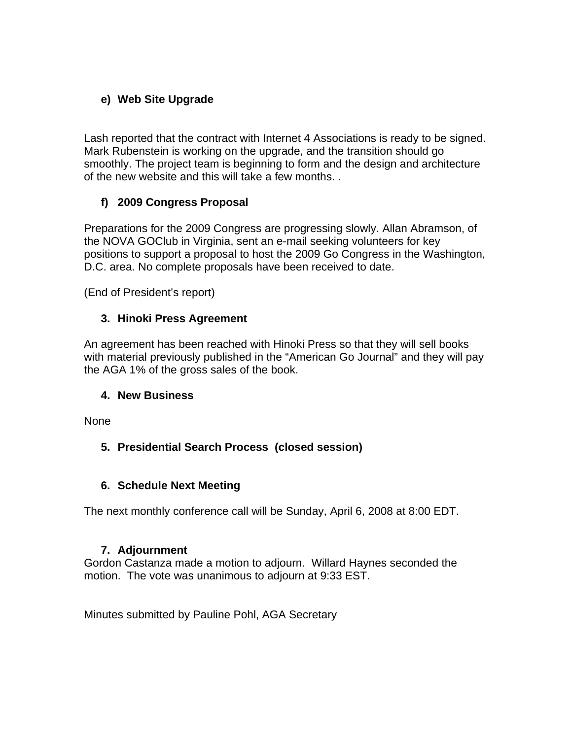### e) Web Site Upgrade

Lash reported that the contract with Internet 4 Associations is ready to be signed. Mark Rubenstein is working on the upgrade, and the transition should go smoothly. The project team is beginning to form and the design and architecture of the new website and this will take a few months. .

### f) 2009 Congress Proposal

Preparations for the 2009 Congress are progressing slowly. Allan Abramson, of the NOVA GOClub in Virginia, sent an e-mail seeking volunteers for key positions to support a proposal to host the 2009 Go Congress in the Washington, D.C. area. No complete proposals have been received to date.

(End of President's report)

## 3. Hinoki Press Agreement

An agreement has been reached with Hinoki Press so that they will sell books with material previously published in the "American Go Journal" and they will pay the AGA 1% of the gross sales of the book.

## 4. New Business

None

## 5. Presidential Search Process (closed session)

## 6. Schedule Next Meeting

The next monthly conference call will be Sunday, April 6, 2008 at 8:00 EDT.

## 7. Adjournment

Gordon Castanza made a motion to adjourn. Willard Haynes seconded the motion. The vote was unanimous to adjourn at 9:33 EST.

Minutes submitted by Pauline Pohl, AGA Secretary